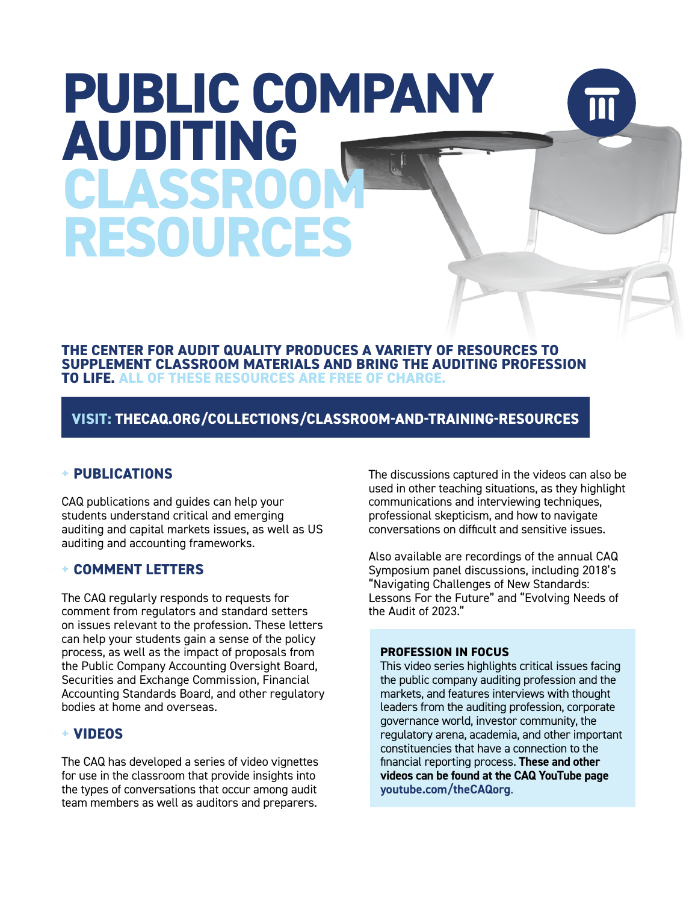# PUBLIC COMPANY AUDITING CLASSROOM RESOURCES

**THE CENTER FOR AUDIT QUALITY PRODUCES A VARIETY OF RESOURCES TO SUPPLEMENT CLASSROOM MATERIALS AND BRING THE AUDITING PROFESSION TO LIFE. ALL OF THESE RESOURCES ARE FREE OF CHARGE.**

**VISIT: THECAQ.ORG/COLLECTIONS/CLASSROOM-AND-TRAINING-RESOURCES**

## + PUBLICATIONS

CAQ publications and guides can help your students understand critical and emerging auditing and capital markets issues, as well as US auditing and accounting frameworks.

## + COMMENT LETTERS

The CAQ regularly responds to requests for comment from regulators and standard setters on issues relevant to the profession. These letters can help your students gain a sense of the policy process, as well as the impact of proposals from the Public Company Accounting Oversight Board, Securities and Exchange Commission, Financial Accounting Standards Board, and other regulatory bodies at home and overseas.

## + VIDEOS

The CAQ has developed a series of video vignettes for use in the classroom that provide insights into the types of conversations that occur among audit team members as well as auditors and preparers.

The discussions captured in the videos can also be used in other teaching situations, as they highlight communications and interviewing techniques, professional skepticism, and how to navigate conversations on difficult and sensitive issues.

Also available are recordings of the annual CAQ Symposium panel discussions, including 2018's "Navigating Challenges of New Standards: Lessons For the Future" and "Evolving Needs of the Audit of 2023."

### PROFESSION IN FOCUS

This video series highlights critical issues facing the public company auditing profession and the markets, and features interviews with thought leaders from the auditing profession, corporate governance world, investor community, the regulatory arena, academia, and other important constituencies that have a connection to the financial reporting process. **These and other videos can be found at the CAQ YouTube page youtube.com/theCAQorg.**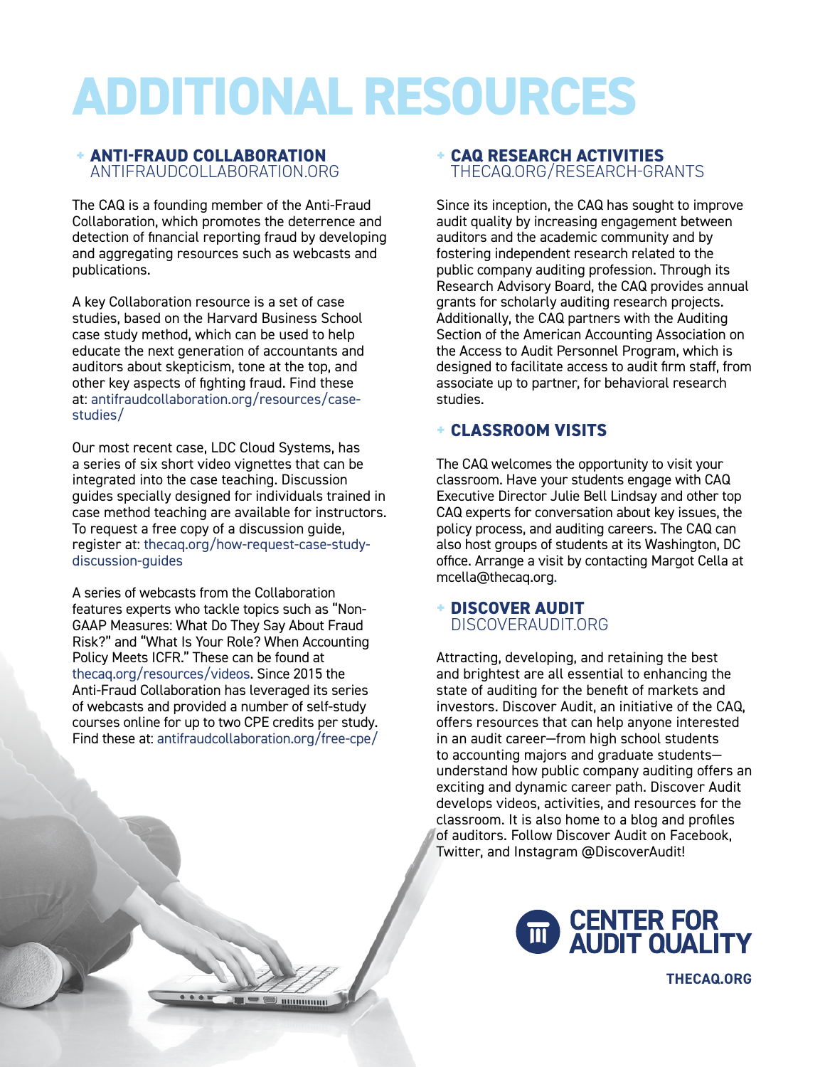# ADDITIONAL RESOURCES

## ANTI-FRAUD COLLABORATION
ANTIFRAUDCOLLABORATION.ORG

The CAQ is a founding member of the Anti-Fraud Collaboration, which promotes the deterrence and detection of financial reporting fraud by developing and aggregating resources such as webcasts and publications.

A key Collaboration resource is a set of case studies, based on the Harvard Business School case study method, which can be used to help educate the next generation of accountants and auditors about skepticism, tone at the top, and other key aspects of fighting fraud. Find these at: antifraudcollaboration.org/resources/case-studies/

Our most recent case, LDC Cloud Systems, has a series of six short video vignettes that can be integrated into the case teaching. Discussion guides specially designed for individuals trained in case method teaching are available for instructors. To request a free copy of a discussion guide, register at: thecaq.org/how-request-case-study-discussion-guides

A series of webcasts from the Collaboration features experts who tackle topics such as "Non-GAAP Measures: What Do They Say About Fraud Risk?" and "What Is Your Role? When Accounting Policy Meets ICFR." These can be found at thecaq.org/resources/videos. Since 2015 the Anti-Fraud Collaboration has leveraged its series of webcasts and provided a number of self-study courses online for up to two CPE credits per study. Find these at: antifraudcollaboration.org/free-cpe/

## CAQ RESEARCH ACTIVITIES
THECAQ.ORG/RESEARCH-GRANTS

Since its inception, the CAQ has sought to improve audit quality by increasing engagement between auditors and the academic community and by fostering independent research related to the public company auditing profession. Through its Research Advisory Board, the CAQ provides annual grants for scholarly auditing research projects. Additionally, the CAQ partners with the Auditing Section of the American Accounting Association on the Access to Audit Personnel Program, which is designed to facilitate access to audit firm staff, from associate up to partner, for behavioral research studies.

## CLASSROOM VISITS

The CAQ welcomes the opportunity to visit your classroom. Have your students engage with CAQ Executive Director Julie Bell Lindsay and other top CAQ experts for conversation about key issues, the policy process, and auditing careers. The CAQ can also host groups of students at its Washington, DC office. Arrange a visit by contacting Margot Cella at mcella@thecaq.org.

## DISCOVER AUDIT
DISCOVERAUDIT.ORG

Attracting, developing, and retaining the best and brightest are all essential to enhancing the state of auditing for the benefit of markets and investors. Discover Audit, an initiative of the CAQ, offers resources that can help anyone interested in an audit career—from high school students to accounting majors and graduate students—understand how public company auditing offers an exciting and dynamic career path. Discover Audit develops videos, activities, and resources for the classroom. It is also home to a blog and profiles of auditors. Follow Discover Audit on Facebook, Twitter, and Instagram @DiscoverAudit!

CENTER FOR AUDIT QUALITY

THECAQ.ORG